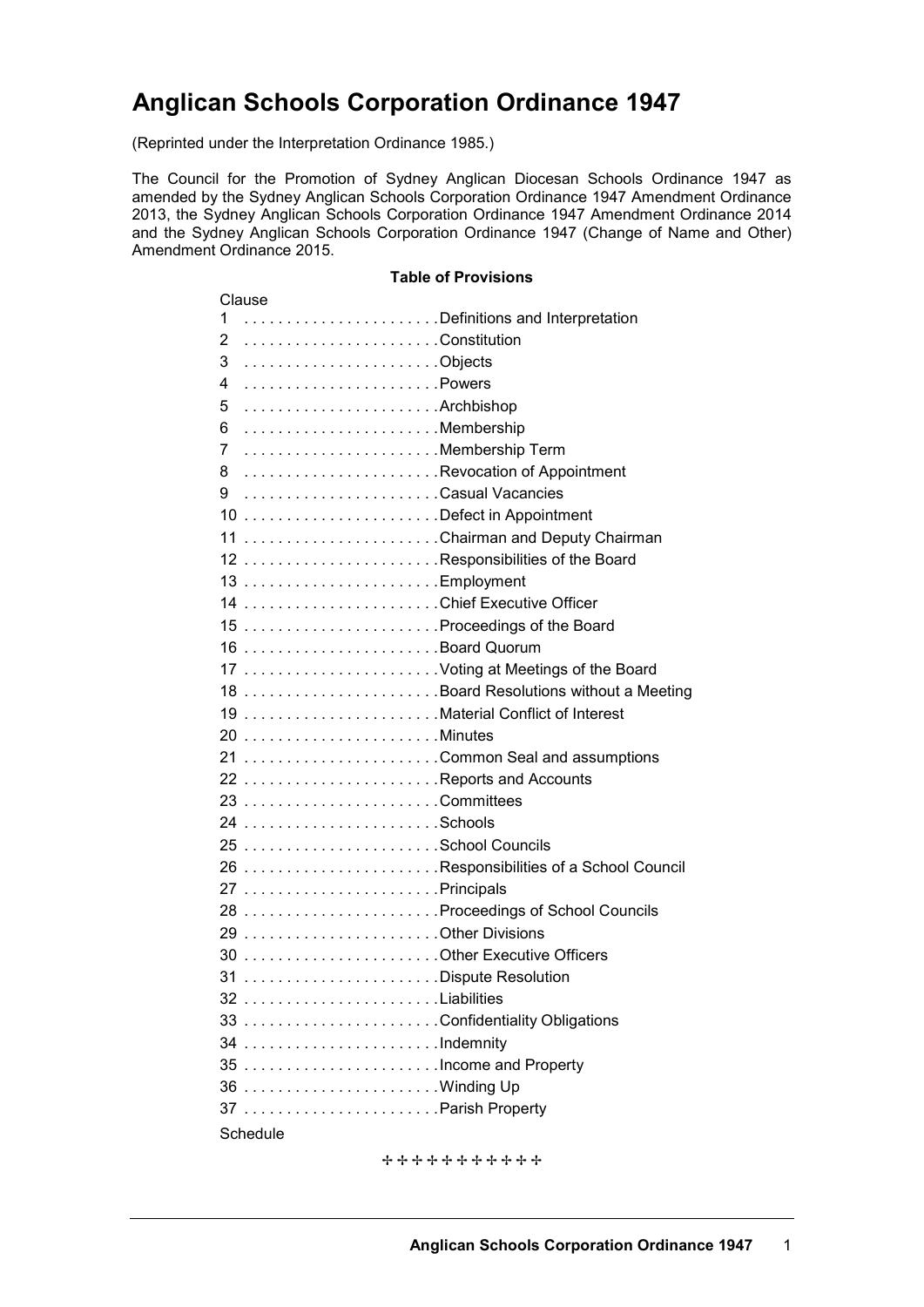# Anglican Schools Corporation Ordinance 1947

(Reprinted under the Interpretation Ordinance 1985.)

The Council for the Promotion of Sydney Anglican Diocesan Schools Ordinance 1947 as amended by the Sydney Anglican Schools Corporation Ordinance 1947 Amendment Ordinance 2013, the Sydney Anglican Schools Corporation Ordinance 1947 Amendment Ordinance 2014 and the Sydney Anglican Schools Corporation Ordinance 1947 (Change of Name and Other) Amendment Ordinance 2015.

**Table of Provisions**

| Clause | |
|---|---|
| 1 | Definitions and Interpretation |
| 2 | Constitution |
| 3 | Objects |
| 4 | Powers |
| 5 | Archbishop |
| 6 | Membership |
| 7 | Membership Term |
| 8 | Revocation of Appointment |
| 9 | Casual Vacancies |
| 10 | Defect in Appointment |
| 11 | Chairman and Deputy Chairman |
| 12 | Responsibilities of the Board |
| 13 | Employment |
| 14 | Chief Executive Officer |
| 15 | Proceedings of the Board |
| 16 | Board Quorum |
| 17 | Voting at Meetings of the Board |
| 18 | Board Resolutions without a Meeting |
| 19 | Material Conflict of Interest |
| 20 | Minutes |
| 21 | Common Seal and assumptions |
| 22 | Reports and Accounts |
| 23 | Committees |
| 24 | Schools |
| 25 | School Councils |
| 26 | Responsibilities of a School Council |
| 27 | Principals |
| 28 | Proceedings of School Councils |
| 29 | Other Divisions |
| 30 | Other Executive Officers |
| 31 | Dispute Resolution |
| 32 | Liabilities |
| 33 | Confidentiality Obligations |
| 34 | Indemnity |
| 35 | Income and Property |
| 36 | Winding Up |
| 37 | Parish Property |
| Schedule | |

✢ ✢ ✢ ✢ ✢ ✢ ✢ ✢ ✢ ✢ ✢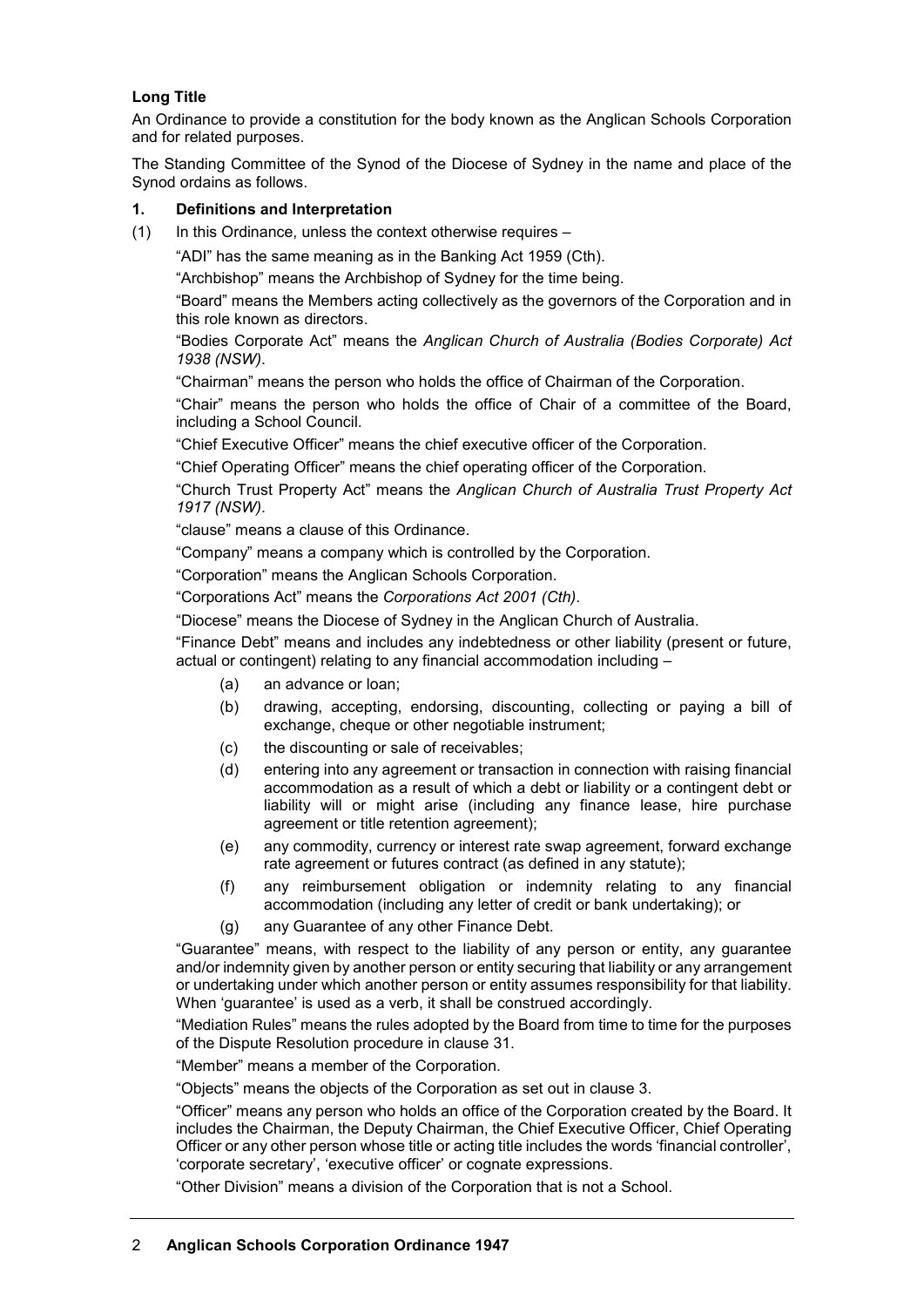**Long Title**

An Ordinance to provide a constitution for the body known as the Anglican Schools Corporation and for related purposes.

The Standing Committee of the Synod of the Diocese of Sydney in the name and place of the Synod ordains as follows.

**1. Definitions and Interpretation**

(1) In this Ordinance, unless the context otherwise requires –

"ADI" has the same meaning as in the Banking Act 1959 (Cth).

"Archbishop" means the Archbishop of Sydney for the time being.

"Board" means the Members acting collectively as the governors of the Corporation and in this role known as directors.

"Bodies Corporate Act" means the *Anglican Church of Australia (Bodies Corporate) Act 1938 (NSW)*.

"Chairman" means the person who holds the office of Chairman of the Corporation.

"Chair" means the person who holds the office of Chair of a committee of the Board, including a School Council.

"Chief Executive Officer" means the chief executive officer of the Corporation.

"Chief Operating Officer" means the chief operating officer of the Corporation.

"Church Trust Property Act" means the *Anglican Church of Australia Trust Property Act 1917 (NSW)*.

"clause" means a clause of this Ordinance.

"Company" means a company which is controlled by the Corporation.

"Corporation" means the Anglican Schools Corporation.

"Corporations Act" means the *Corporations Act 2001 (Cth)*.

"Diocese" means the Diocese of Sydney in the Anglican Church of Australia.

"Finance Debt" means and includes any indebtedness or other liability (present or future, actual or contingent) relating to any financial accommodation including –

- (a) an advance or loan;
- (b) drawing, accepting, endorsing, discounting, collecting or paying a bill of exchange, cheque or other negotiable instrument;
- (c) the discounting or sale of receivables;
- (d) entering into any agreement or transaction in connection with raising financial accommodation as a result of which a debt or liability or a contingent debt or liability will or might arise (including any finance lease, hire purchase agreement or title retention agreement);
- (e) any commodity, currency or interest rate swap agreement, forward exchange rate agreement or futures contract (as defined in any statute);
- (f) any reimbursement obligation or indemnity relating to any financial accommodation (including any letter of credit or bank undertaking); or
- (g) any Guarantee of any other Finance Debt.

"Guarantee" means, with respect to the liability of any person or entity, any guarantee and/or indemnity given by another person or entity securing that liability or any arrangement or undertaking under which another person or entity assumes responsibility for that liability. When 'guarantee' is used as a verb, it shall be construed accordingly.

"Mediation Rules" means the rules adopted by the Board from time to time for the purposes of the Dispute Resolution procedure in clause 31.

"Member" means a member of the Corporation.

"Objects" means the objects of the Corporation as set out in clause 3.

"Officer" means any person who holds an office of the Corporation created by the Board. It includes the Chairman, the Deputy Chairman, the Chief Executive Officer, Chief Operating Officer or any other person whose title or acting title includes the words 'financial controller', 'corporate secretary', 'executive officer' or cognate expressions.

"Other Division" means a division of the Corporation that is not a School.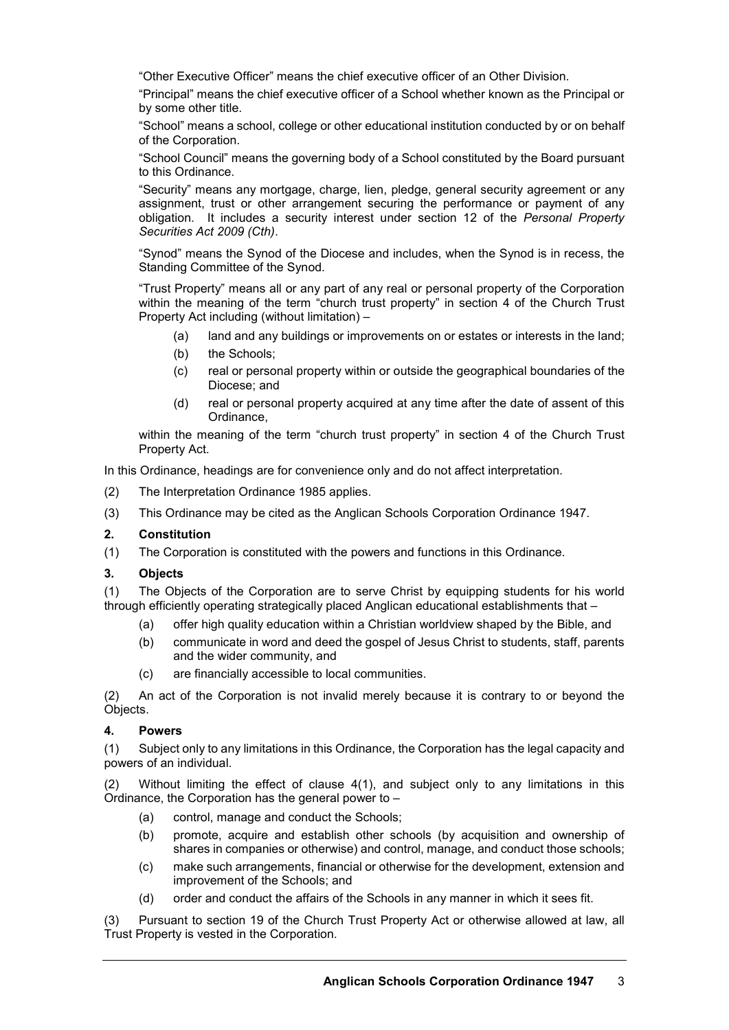"Other Executive Officer" means the chief executive officer of an Other Division.

"Principal" means the chief executive officer of a School whether known as the Principal or by some other title.

"School" means a school, college or other educational institution conducted by or on behalf of the Corporation.

"School Council" means the governing body of a School constituted by the Board pursuant to this Ordinance.

"Security" means any mortgage, charge, lien, pledge, general security agreement or any assignment, trust or other arrangement securing the performance or payment of any obligation. It includes a security interest under section 12 of the *Personal Property Securities Act 2009 (Cth)*.

"Synod" means the Synod of the Diocese and includes, when the Synod is in recess, the Standing Committee of the Synod.

"Trust Property" means all or any part of any real or personal property of the Corporation within the meaning of the term "church trust property" in section 4 of the Church Trust Property Act including (without limitation) –

- (a) land and any buildings or improvements on or estates or interests in the land;
- (b) the Schools;
- (c) real or personal property within or outside the geographical boundaries of the Diocese; and
- (d) real or personal property acquired at any time after the date of assent of this Ordinance,

within the meaning of the term "church trust property" in section 4 of the Church Trust Property Act.

In this Ordinance, headings are for convenience only and do not affect interpretation.

(2) The Interpretation Ordinance 1985 applies.

(3) This Ordinance may be cited as the Anglican Schools Corporation Ordinance 1947.

### 2. Constitution

(1) The Corporation is constituted with the powers and functions in this Ordinance.

### 3. Objects

(1) The Objects of the Corporation are to serve Christ by equipping students for his world through efficiently operating strategically placed Anglican educational establishments that –

- (a) offer high quality education within a Christian worldview shaped by the Bible, and
- (b) communicate in word and deed the gospel of Jesus Christ to students, staff, parents and the wider community, and
- (c) are financially accessible to local communities.

(2) An act of the Corporation is not invalid merely because it is contrary to or beyond the Objects.

### 4. Powers

(1) Subject only to any limitations in this Ordinance, the Corporation has the legal capacity and powers of an individual.

(2) Without limiting the effect of clause 4(1), and subject only to any limitations in this Ordinance, the Corporation has the general power to –

- (a) control, manage and conduct the Schools;
- (b) promote, acquire and establish other schools (by acquisition and ownership of shares in companies or otherwise) and control, manage, and conduct those schools;
- (c) make such arrangements, financial or otherwise for the development, extension and improvement of the Schools; and
- (d) order and conduct the affairs of the Schools in any manner in which it sees fit.

(3) Pursuant to section 19 of the Church Trust Property Act or otherwise allowed at law, all Trust Property is vested in the Corporation.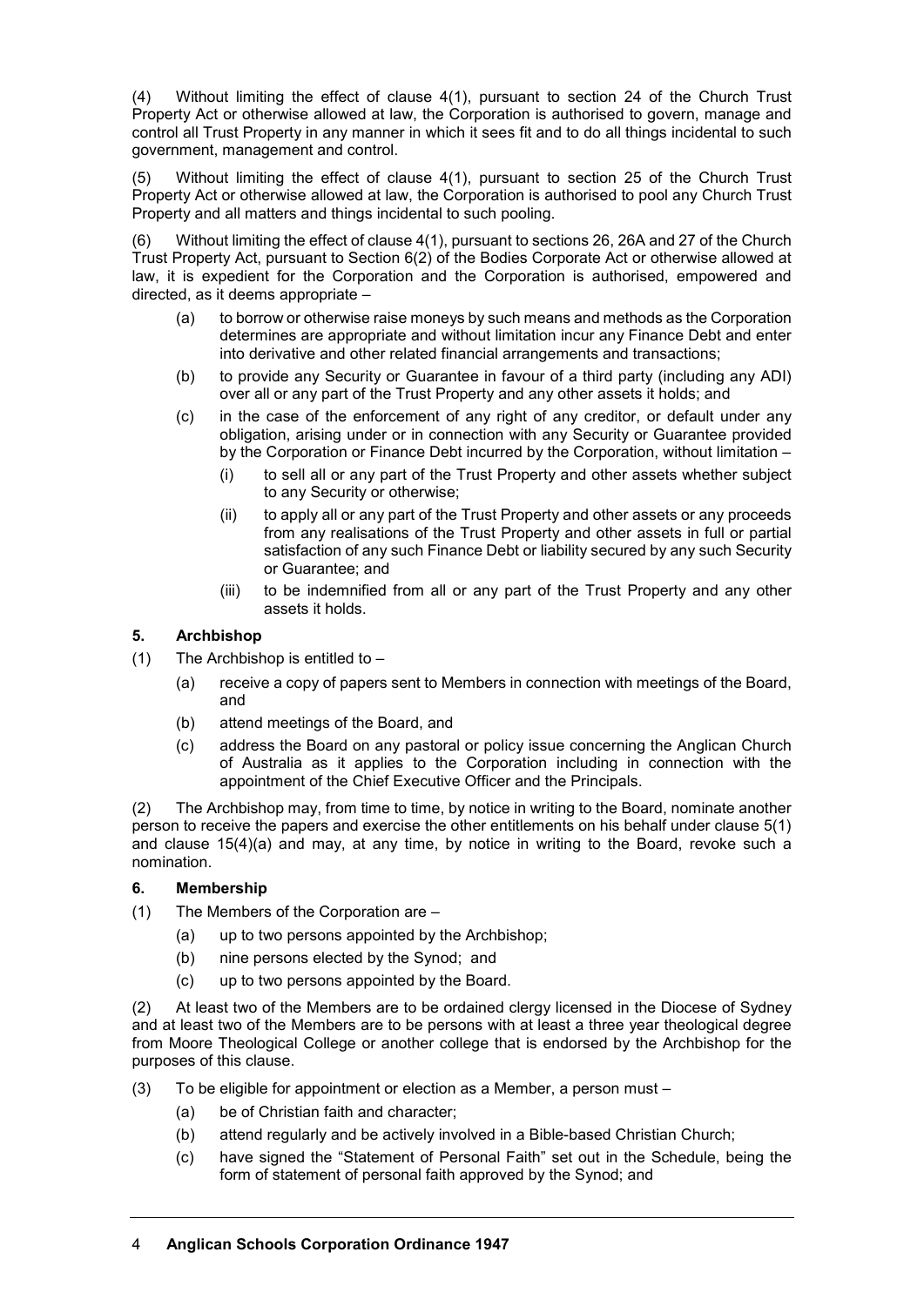(4) Without limiting the effect of clause 4(1), pursuant to section 24 of the Church Trust Property Act or otherwise allowed at law, the Corporation is authorised to govern, manage and control all Trust Property in any manner in which it sees fit and to do all things incidental to such government, management and control.

(5) Without limiting the effect of clause 4(1), pursuant to section 25 of the Church Trust Property Act or otherwise allowed at law, the Corporation is authorised to pool any Church Trust Property and all matters and things incidental to such pooling.

(6) Without limiting the effect of clause 4(1), pursuant to sections 26, 26A and 27 of the Church Trust Property Act, pursuant to Section 6(2) of the Bodies Corporate Act or otherwise allowed at law, it is expedient for the Corporation and the Corporation is authorised, empowered and directed, as it deems appropriate –

- (a) to borrow or otherwise raise moneys by such means and methods as the Corporation determines are appropriate and without limitation incur any Finance Debt and enter into derivative and other related financial arrangements and transactions;
- (b) to provide any Security or Guarantee in favour of a third party (including any ADI) over all or any part of the Trust Property and any other assets it holds; and
- (c) in the case of the enforcement of any right of any creditor, or default under any obligation, arising under or in connection with any Security or Guarantee provided by the Corporation or Finance Debt incurred by the Corporation, without limitation –
  - (i) to sell all or any part of the Trust Property and other assets whether subject to any Security or otherwise;
  - (ii) to apply all or any part of the Trust Property and other assets or any proceeds from any realisations of the Trust Property and other assets in full or partial satisfaction of any such Finance Debt or liability secured by any such Security or Guarantee; and
  - (iii) to be indemnified from all or any part of the Trust Property and any other assets it holds.

### 5. Archbishop

(1) The Archbishop is entitled to –

- (a) receive a copy of papers sent to Members in connection with meetings of the Board, and
- (b) attend meetings of the Board, and
- (c) address the Board on any pastoral or policy issue concerning the Anglican Church of Australia as it applies to the Corporation including in connection with the appointment of the Chief Executive Officer and the Principals.

(2) The Archbishop may, from time to time, by notice in writing to the Board, nominate another person to receive the papers and exercise the other entitlements on his behalf under clause 5(1) and clause 15(4)(a) and may, at any time, by notice in writing to the Board, revoke such a nomination.

### 6. Membership

(1) The Members of the Corporation are –

- (a) up to two persons appointed by the Archbishop;
- (b) nine persons elected by the Synod; and
- (c) up to two persons appointed by the Board.

(2) At least two of the Members are to be ordained clergy licensed in the Diocese of Sydney and at least two of the Members are to be persons with at least a three year theological degree from Moore Theological College or another college that is endorsed by the Archbishop for the purposes of this clause.

(3) To be eligible for appointment or election as a Member, a person must –

- (a) be of Christian faith and character;
- (b) attend regularly and be actively involved in a Bible-based Christian Church;
- (c) have signed the "Statement of Personal Faith" set out in the Schedule, being the form of statement of personal faith approved by the Synod; and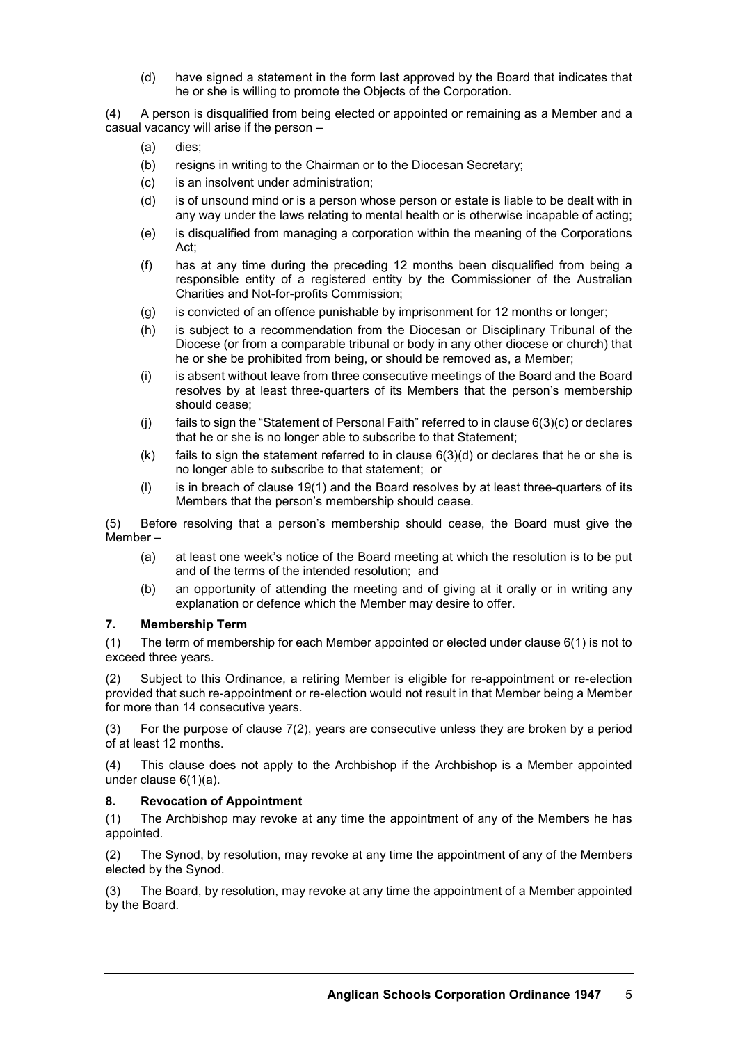(d) have signed a statement in the form last approved by the Board that indicates that he or she is willing to promote the Objects of the Corporation.

(4) A person is disqualified from being elected or appointed or remaining as a Member and a casual vacancy will arise if the person –

(a) dies;

(b) resigns in writing to the Chairman or to the Diocesan Secretary;

(c) is an insolvent under administration;

(d) is of unsound mind or is a person whose person or estate is liable to be dealt with in any way under the laws relating to mental health or is otherwise incapable of acting;

(e) is disqualified from managing a corporation within the meaning of the Corporations Act;

(f) has at any time during the preceding 12 months been disqualified from being a responsible entity of a registered entity by the Commissioner of the Australian Charities and Not-for-profits Commission;

(g) is convicted of an offence punishable by imprisonment for 12 months or longer;

(h) is subject to a recommendation from the Diocesan or Disciplinary Tribunal of the Diocese (or from a comparable tribunal or body in any other diocese or church) that he or she be prohibited from being, or should be removed as, a Member;

(i) is absent without leave from three consecutive meetings of the Board and the Board resolves by at least three-quarters of its Members that the person's membership should cease;

(j) fails to sign the "Statement of Personal Faith" referred to in clause 6(3)(c) or declares that he or she is no longer able to subscribe to that Statement;

(k) fails to sign the statement referred to in clause 6(3)(d) or declares that he or she is no longer able to subscribe to that statement; or

(l) is in breach of clause 19(1) and the Board resolves by at least three-quarters of its Members that the person's membership should cease.

(5) Before resolving that a person's membership should cease, the Board must give the Member –

(a) at least one week's notice of the Board meeting at which the resolution is to be put and of the terms of the intended resolution; and

(b) an opportunity of attending the meeting and of giving at it orally or in writing any explanation or defence which the Member may desire to offer.

### 7. Membership Term

(1) The term of membership for each Member appointed or elected under clause 6(1) is not to exceed three years.

(2) Subject to this Ordinance, a retiring Member is eligible for re-appointment or re-election provided that such re-appointment or re-election would not result in that Member being a Member for more than 14 consecutive years.

(3) For the purpose of clause 7(2), years are consecutive unless they are broken by a period of at least 12 months.

(4) This clause does not apply to the Archbishop if the Archbishop is a Member appointed under clause 6(1)(a).

### 8. Revocation of Appointment

(1) The Archbishop may revoke at any time the appointment of any of the Members he has appointed.

(2) The Synod, by resolution, may revoke at any time the appointment of any of the Members elected by the Synod.

(3) The Board, by resolution, may revoke at any time the appointment of a Member appointed by the Board.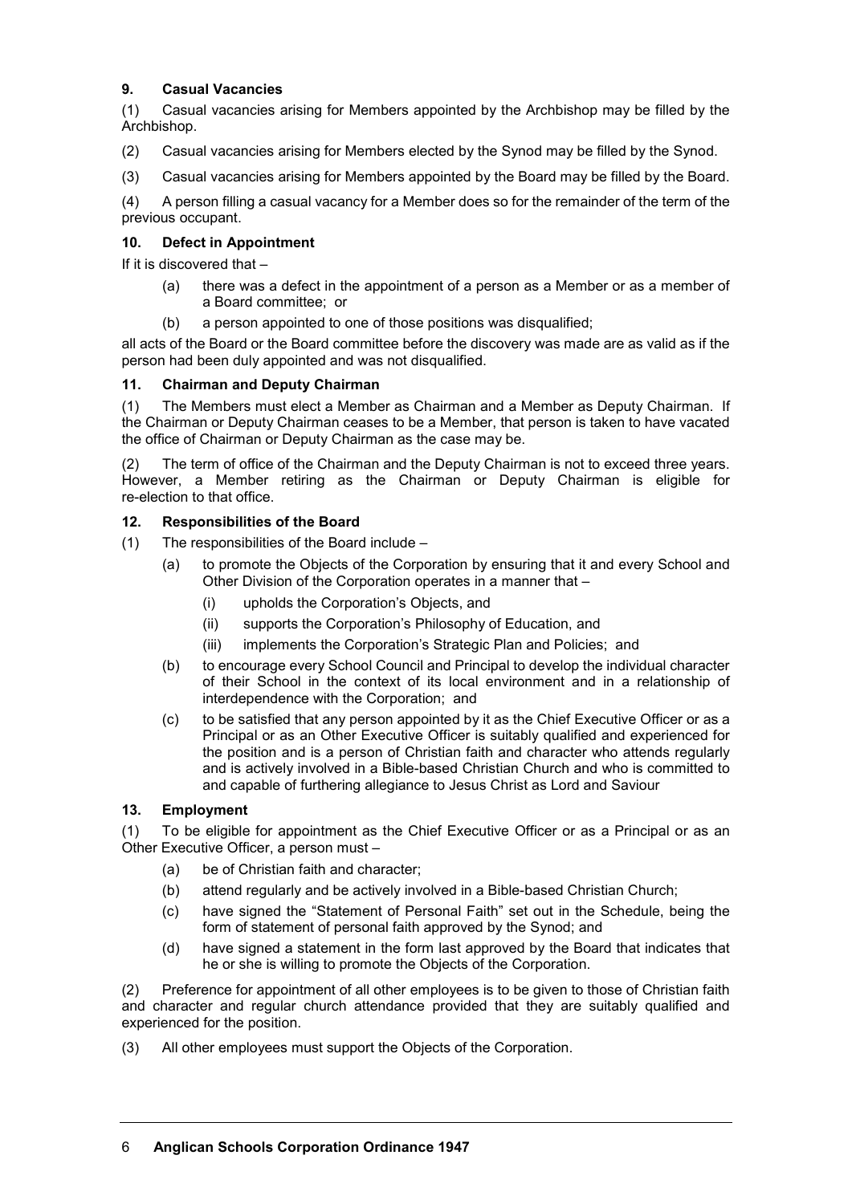### 9. Casual Vacancies

(1) Casual vacancies arising for Members appointed by the Archbishop may be filled by the Archbishop.

(2) Casual vacancies arising for Members elected by the Synod may be filled by the Synod.

(3) Casual vacancies arising for Members appointed by the Board may be filled by the Board.

(4) A person filling a casual vacancy for a Member does so for the remainder of the term of the previous occupant.

### 10. Defect in Appointment

If it is discovered that –

- (a) there was a defect in the appointment of a person as a Member or as a member of a Board committee; or
- (b) a person appointed to one of those positions was disqualified;

all acts of the Board or the Board committee before the discovery was made are as valid as if the person had been duly appointed and was not disqualified.

### 11. Chairman and Deputy Chairman

(1) The Members must elect a Member as Chairman and a Member as Deputy Chairman. If the Chairman or Deputy Chairman ceases to be a Member, that person is taken to have vacated the office of Chairman or Deputy Chairman as the case may be.

(2) The term of office of the Chairman and the Deputy Chairman is not to exceed three years. However, a Member retiring as the Chairman or Deputy Chairman is eligible for re-election to that office.

### 12. Responsibilities of the Board

(1) The responsibilities of the Board include –

- (a) to promote the Objects of the Corporation by ensuring that it and every School and Other Division of the Corporation operates in a manner that –
  - (i) upholds the Corporation's Objects, and
  - (ii) supports the Corporation's Philosophy of Education, and
  - (iii) implements the Corporation's Strategic Plan and Policies; and
- (b) to encourage every School Council and Principal to develop the individual character of their School in the context of its local environment and in a relationship of interdependence with the Corporation; and
- (c) to be satisfied that any person appointed by it as the Chief Executive Officer or as a Principal or as an Other Executive Officer is suitably qualified and experienced for the position and is a person of Christian faith and character who attends regularly and is actively involved in a Bible-based Christian Church and who is committed to and capable of furthering allegiance to Jesus Christ as Lord and Saviour

### 13. Employment

(1) To be eligible for appointment as the Chief Executive Officer or as a Principal or as an Other Executive Officer, a person must –

- (a) be of Christian faith and character;
- (b) attend regularly and be actively involved in a Bible-based Christian Church;
- (c) have signed the "Statement of Personal Faith" set out in the Schedule, being the form of statement of personal faith approved by the Synod; and
- (d) have signed a statement in the form last approved by the Board that indicates that he or she is willing to promote the Objects of the Corporation.

(2) Preference for appointment of all other employees is to be given to those of Christian faith and character and regular church attendance provided that they are suitably qualified and experienced for the position.

(3) All other employees must support the Objects of the Corporation.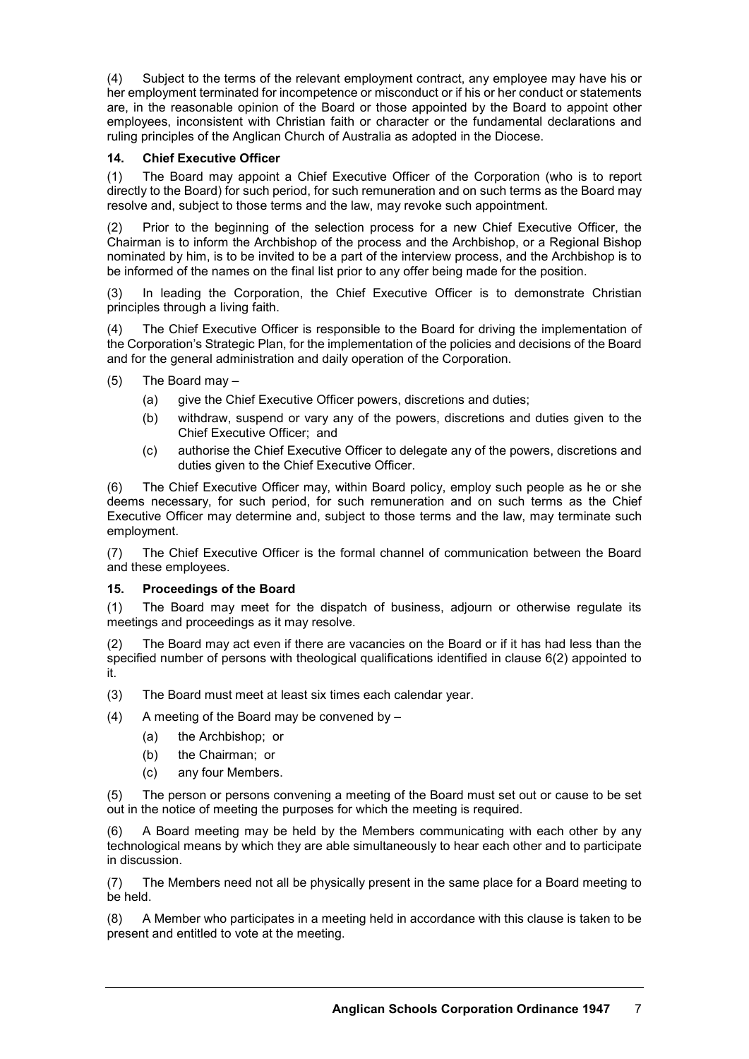(4) Subject to the terms of the relevant employment contract, any employee may have his or her employment terminated for incompetence or misconduct or if his or her conduct or statements are, in the reasonable opinion of the Board or those appointed by the Board to appoint other employees, inconsistent with Christian faith or character or the fundamental declarations and ruling principles of the Anglican Church of Australia as adopted in the Diocese.

### 14. Chief Executive Officer

(1) The Board may appoint a Chief Executive Officer of the Corporation (who is to report directly to the Board) for such period, for such remuneration and on such terms as the Board may resolve and, subject to those terms and the law, may revoke such appointment.

(2) Prior to the beginning of the selection process for a new Chief Executive Officer, the Chairman is to inform the Archbishop of the process and the Archbishop, or a Regional Bishop nominated by him, is to be invited to be a part of the interview process, and the Archbishop is to be informed of the names on the final list prior to any offer being made for the position.

(3) In leading the Corporation, the Chief Executive Officer is to demonstrate Christian principles through a living faith.

(4) The Chief Executive Officer is responsible to the Board for driving the implementation of the Corporation's Strategic Plan, for the implementation of the policies and decisions of the Board and for the general administration and daily operation of the Corporation.

(5) The Board may –

- (a) give the Chief Executive Officer powers, discretions and duties;
- (b) withdraw, suspend or vary any of the powers, discretions and duties given to the Chief Executive Officer; and
- (c) authorise the Chief Executive Officer to delegate any of the powers, discretions and duties given to the Chief Executive Officer.

(6) The Chief Executive Officer may, within Board policy, employ such people as he or she deems necessary, for such period, for such remuneration and on such terms as the Chief Executive Officer may determine and, subject to those terms and the law, may terminate such employment.

(7) The Chief Executive Officer is the formal channel of communication between the Board and these employees.

### 15. Proceedings of the Board

(1) The Board may meet for the dispatch of business, adjourn or otherwise regulate its meetings and proceedings as it may resolve.

(2) The Board may act even if there are vacancies on the Board or if it has had less than the specified number of persons with theological qualifications identified in clause 6(2) appointed to it.

(3) The Board must meet at least six times each calendar year.

(4) A meeting of the Board may be convened by –

- (a) the Archbishop; or
- (b) the Chairman; or
- (c) any four Members.

(5) The person or persons convening a meeting of the Board must set out or cause to be set out in the notice of meeting the purposes for which the meeting is required.

(6) A Board meeting may be held by the Members communicating with each other by any technological means by which they are able simultaneously to hear each other and to participate in discussion.

(7) The Members need not all be physically present in the same place for a Board meeting to be held.

(8) A Member who participates in a meeting held in accordance with this clause is taken to be present and entitled to vote at the meeting.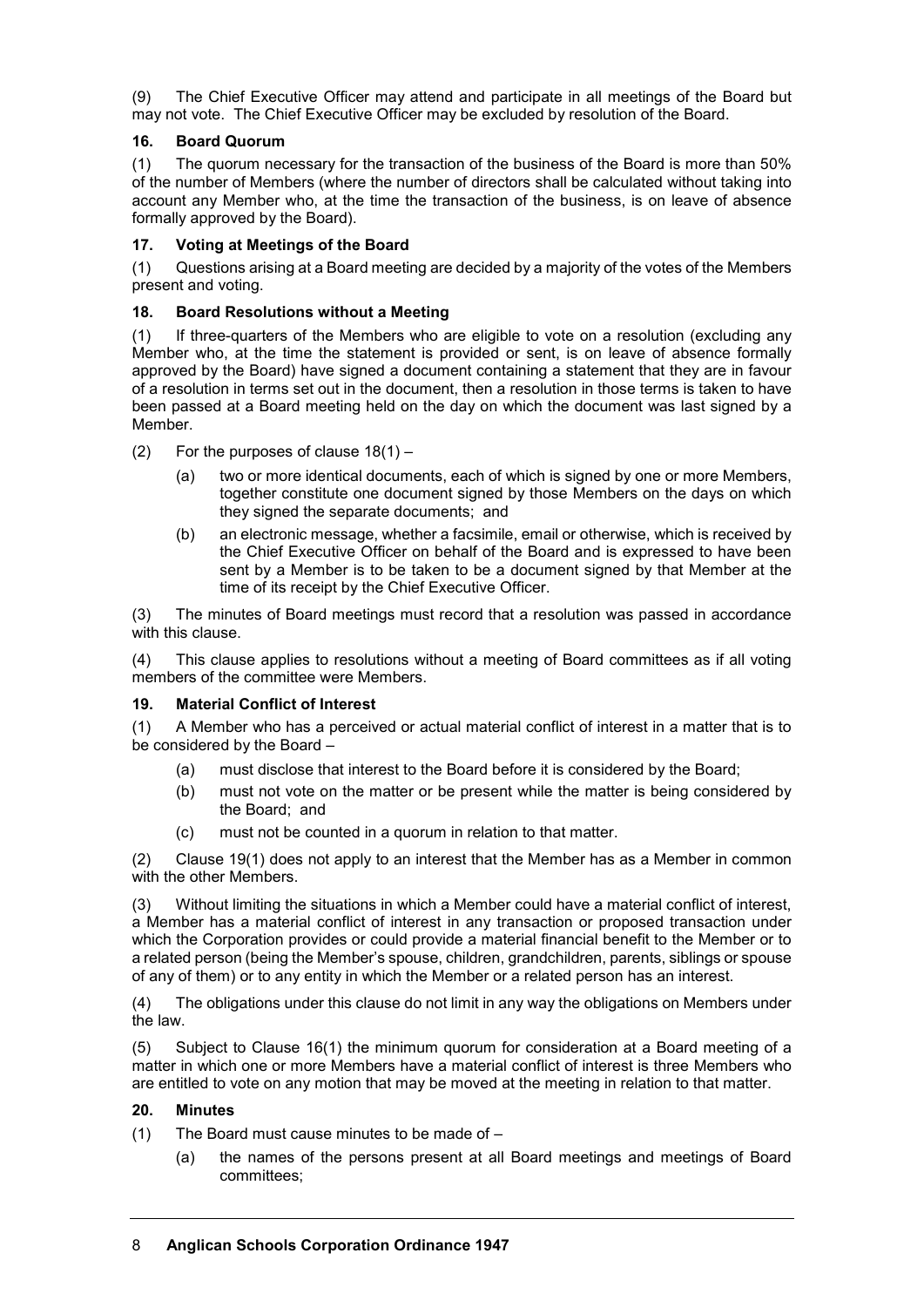(9) The Chief Executive Officer may attend and participate in all meetings of the Board but may not vote. The Chief Executive Officer may be excluded by resolution of the Board.

### 16. Board Quorum

(1) The quorum necessary for the transaction of the business of the Board is more than 50% of the number of Members (where the number of directors shall be calculated without taking into account any Member who, at the time the transaction of the business, is on leave of absence formally approved by the Board).

### 17. Voting at Meetings of the Board

(1) Questions arising at a Board meeting are decided by a majority of the votes of the Members present and voting.

### 18. Board Resolutions without a Meeting

(1) If three-quarters of the Members who are eligible to vote on a resolution (excluding any Member who, at the time the statement is provided or sent, is on leave of absence formally approved by the Board) have signed a document containing a statement that they are in favour of a resolution in terms set out in the document, then a resolution in those terms is taken to have been passed at a Board meeting held on the day on which the document was last signed by a Member.

(2) For the purposes of clause 18(1) –

- (a) two or more identical documents, each of which is signed by one or more Members, together constitute one document signed by those Members on the days on which they signed the separate documents; and
- (b) an electronic message, whether a facsimile, email or otherwise, which is received by the Chief Executive Officer on behalf of the Board and is expressed to have been sent by a Member is to be taken to be a document signed by that Member at the time of its receipt by the Chief Executive Officer.

(3) The minutes of Board meetings must record that a resolution was passed in accordance with this clause.

(4) This clause applies to resolutions without a meeting of Board committees as if all voting members of the committee were Members.

### 19. Material Conflict of Interest

(1) A Member who has a perceived or actual material conflict of interest in a matter that is to be considered by the Board –

- (a) must disclose that interest to the Board before it is considered by the Board;
- (b) must not vote on the matter or be present while the matter is being considered by the Board; and
- (c) must not be counted in a quorum in relation to that matter.

(2) Clause 19(1) does not apply to an interest that the Member has as a Member in common with the other Members.

(3) Without limiting the situations in which a Member could have a material conflict of interest, a Member has a material conflict of interest in any transaction or proposed transaction under which the Corporation provides or could provide a material financial benefit to the Member or to a related person (being the Member's spouse, children, grandchildren, parents, siblings or spouse of any of them) or to any entity in which the Member or a related person has an interest.

(4) The obligations under this clause do not limit in any way the obligations on Members under the law.

(5) Subject to Clause 16(1) the minimum quorum for consideration at a Board meeting of a matter in which one or more Members have a material conflict of interest is three Members who are entitled to vote on any motion that may be moved at the meeting in relation to that matter.

### 20. Minutes

(1) The Board must cause minutes to be made of –

- (a) the names of the persons present at all Board meetings and meetings of Board committees;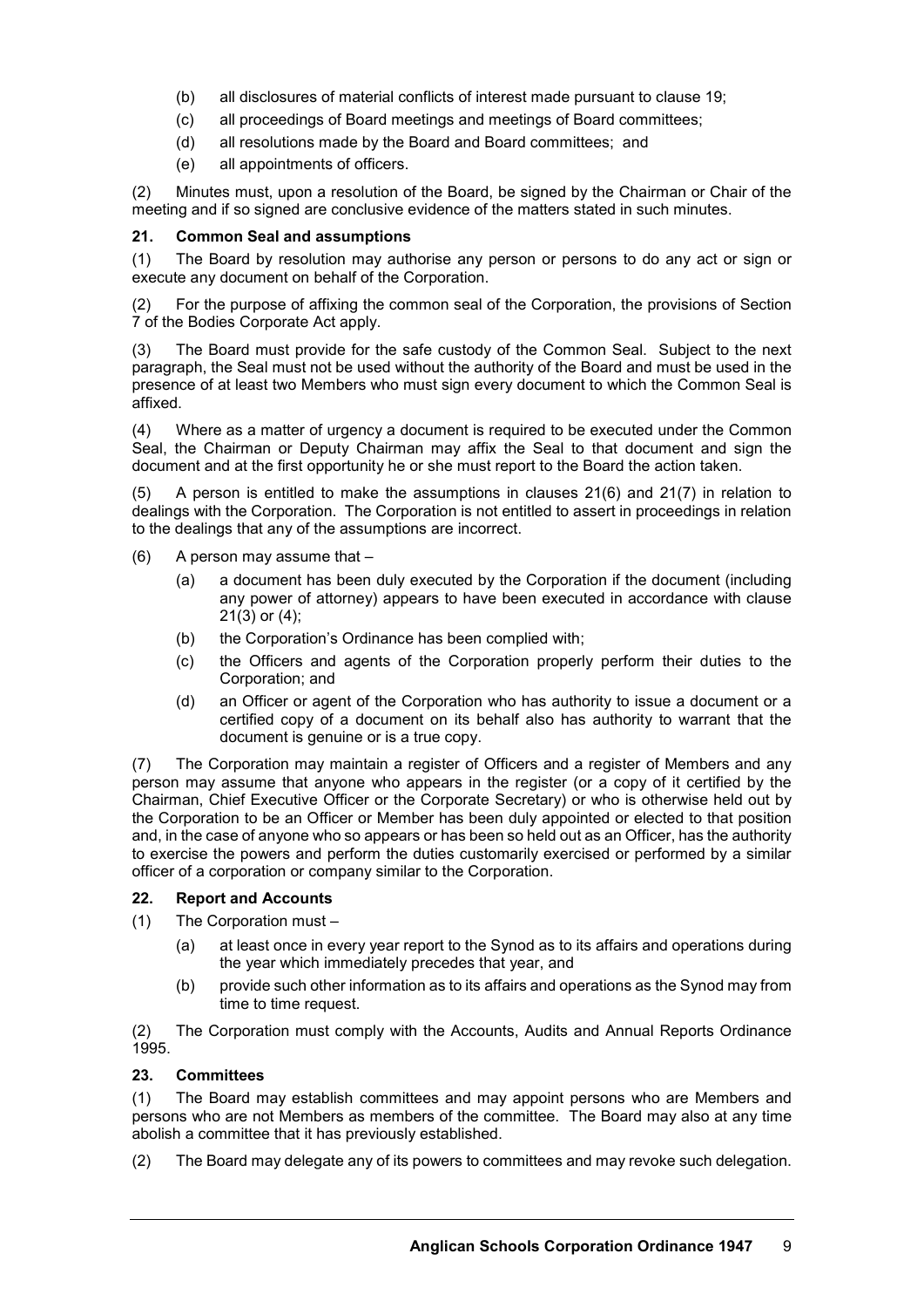(b) all disclosures of material conflicts of interest made pursuant to clause 19;

(c) all proceedings of Board meetings and meetings of Board committees;

(d) all resolutions made by the Board and Board committees; and

(e) all appointments of officers.

(2) Minutes must, upon a resolution of the Board, be signed by the Chairman or Chair of the meeting and if so signed are conclusive evidence of the matters stated in such minutes.

### 21. Common Seal and assumptions

(1) The Board by resolution may authorise any person or persons to do any act or sign or execute any document on behalf of the Corporation.

(2) For the purpose of affixing the common seal of the Corporation, the provisions of Section 7 of the Bodies Corporate Act apply.

(3) The Board must provide for the safe custody of the Common Seal. Subject to the next paragraph, the Seal must not be used without the authority of the Board and must be used in the presence of at least two Members who must sign every document to which the Common Seal is affixed.

(4) Where as a matter of urgency a document is required to be executed under the Common Seal, the Chairman or Deputy Chairman may affix the Seal to that document and sign the document and at the first opportunity he or she must report to the Board the action taken.

(5) A person is entitled to make the assumptions in clauses 21(6) and 21(7) in relation to dealings with the Corporation. The Corporation is not entitled to assert in proceedings in relation to the dealings that any of the assumptions are incorrect.

(6) A person may assume that –

(a) a document has been duly executed by the Corporation if the document (including any power of attorney) appears to have been executed in accordance with clause 21(3) or (4);

(b) the Corporation's Ordinance has been complied with;

(c) the Officers and agents of the Corporation properly perform their duties to the Corporation; and

(d) an Officer or agent of the Corporation who has authority to issue a document or a certified copy of a document on its behalf also has authority to warrant that the document is genuine or is a true copy.

(7) The Corporation may maintain a register of Officers and a register of Members and any person may assume that anyone who appears in the register (or a copy of it certified by the Chairman, Chief Executive Officer or the Corporate Secretary) or who is otherwise held out by the Corporation to be an Officer or Member has been duly appointed or elected to that position and, in the case of anyone who so appears or has been so held out as an Officer, has the authority to exercise the powers and perform the duties customarily exercised or performed by a similar officer of a corporation or company similar to the Corporation.

### 22. Report and Accounts

(1) The Corporation must –

(a) at least once in every year report to the Synod as to its affairs and operations during the year which immediately precedes that year, and

(b) provide such other information as to its affairs and operations as the Synod may from time to time request.

(2) The Corporation must comply with the Accounts, Audits and Annual Reports Ordinance 1995.

### 23. Committees

(1) The Board may establish committees and may appoint persons who are Members and persons who are not Members as members of the committee. The Board may also at any time abolish a committee that it has previously established.

(2) The Board may delegate any of its powers to committees and may revoke such delegation.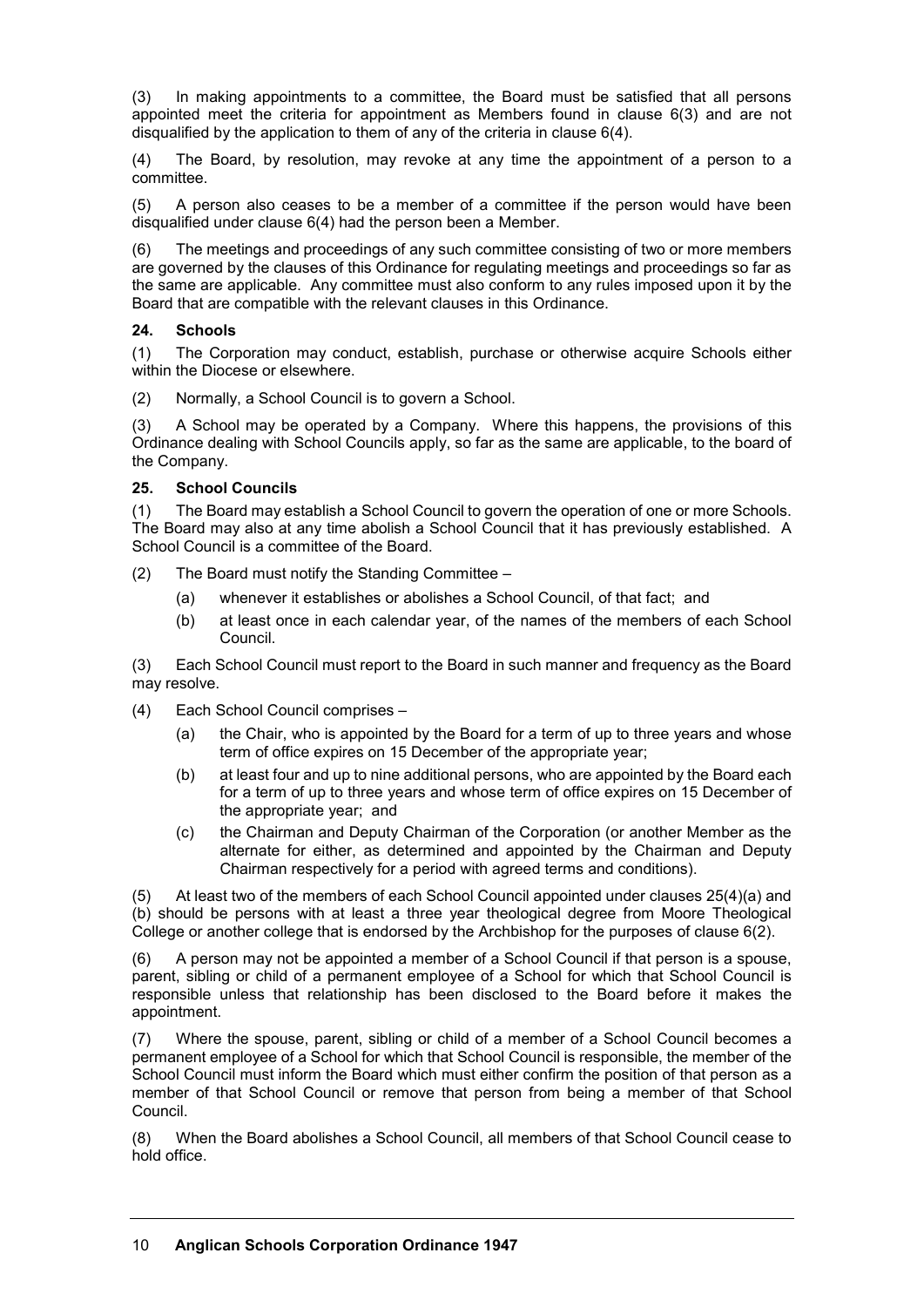(3) In making appointments to a committee, the Board must be satisfied that all persons appointed meet the criteria for appointment as Members found in clause 6(3) and are not disqualified by the application to them of any of the criteria in clause 6(4).

(4) The Board, by resolution, may revoke at any time the appointment of a person to a committee.

(5) A person also ceases to be a member of a committee if the person would have been disqualified under clause 6(4) had the person been a Member.

(6) The meetings and proceedings of any such committee consisting of two or more members are governed by the clauses of this Ordinance for regulating meetings and proceedings so far as the same are applicable. Any committee must also conform to any rules imposed upon it by the Board that are compatible with the relevant clauses in this Ordinance.

**24. Schools**

(1) The Corporation may conduct, establish, purchase or otherwise acquire Schools either within the Diocese or elsewhere.

(2) Normally, a School Council is to govern a School.

(3) A School may be operated by a Company. Where this happens, the provisions of this Ordinance dealing with School Councils apply, so far as the same are applicable, to the board of the Company.

**25. School Councils**

(1) The Board may establish a School Council to govern the operation of one or more Schools. The Board may also at any time abolish a School Council that it has previously established. A School Council is a committee of the Board.

(2) The Board must notify the Standing Committee –

- (a) whenever it establishes or abolishes a School Council, of that fact; and
- (b) at least once in each calendar year, of the names of the members of each School Council.

(3) Each School Council must report to the Board in such manner and frequency as the Board may resolve.

(4) Each School Council comprises –

- (a) the Chair, who is appointed by the Board for a term of up to three years and whose term of office expires on 15 December of the appropriate year;
- (b) at least four and up to nine additional persons, who are appointed by the Board each for a term of up to three years and whose term of office expires on 15 December of the appropriate year; and
- (c) the Chairman and Deputy Chairman of the Corporation (or another Member as the alternate for either, as determined and appointed by the Chairman and Deputy Chairman respectively for a period with agreed terms and conditions).

(5) At least two of the members of each School Council appointed under clauses 25(4)(a) and (b) should be persons with at least a three year theological degree from Moore Theological College or another college that is endorsed by the Archbishop for the purposes of clause 6(2).

(6) A person may not be appointed a member of a School Council if that person is a spouse, parent, sibling or child of a permanent employee of a School for which that School Council is responsible unless that relationship has been disclosed to the Board before it makes the appointment.

(7) Where the spouse, parent, sibling or child of a member of a School Council becomes a permanent employee of a School for which that School Council is responsible, the member of the School Council must inform the Board which must either confirm the position of that person as a member of that School Council or remove that person from being a member of that School Council.

(8) When the Board abolishes a School Council, all members of that School Council cease to hold office.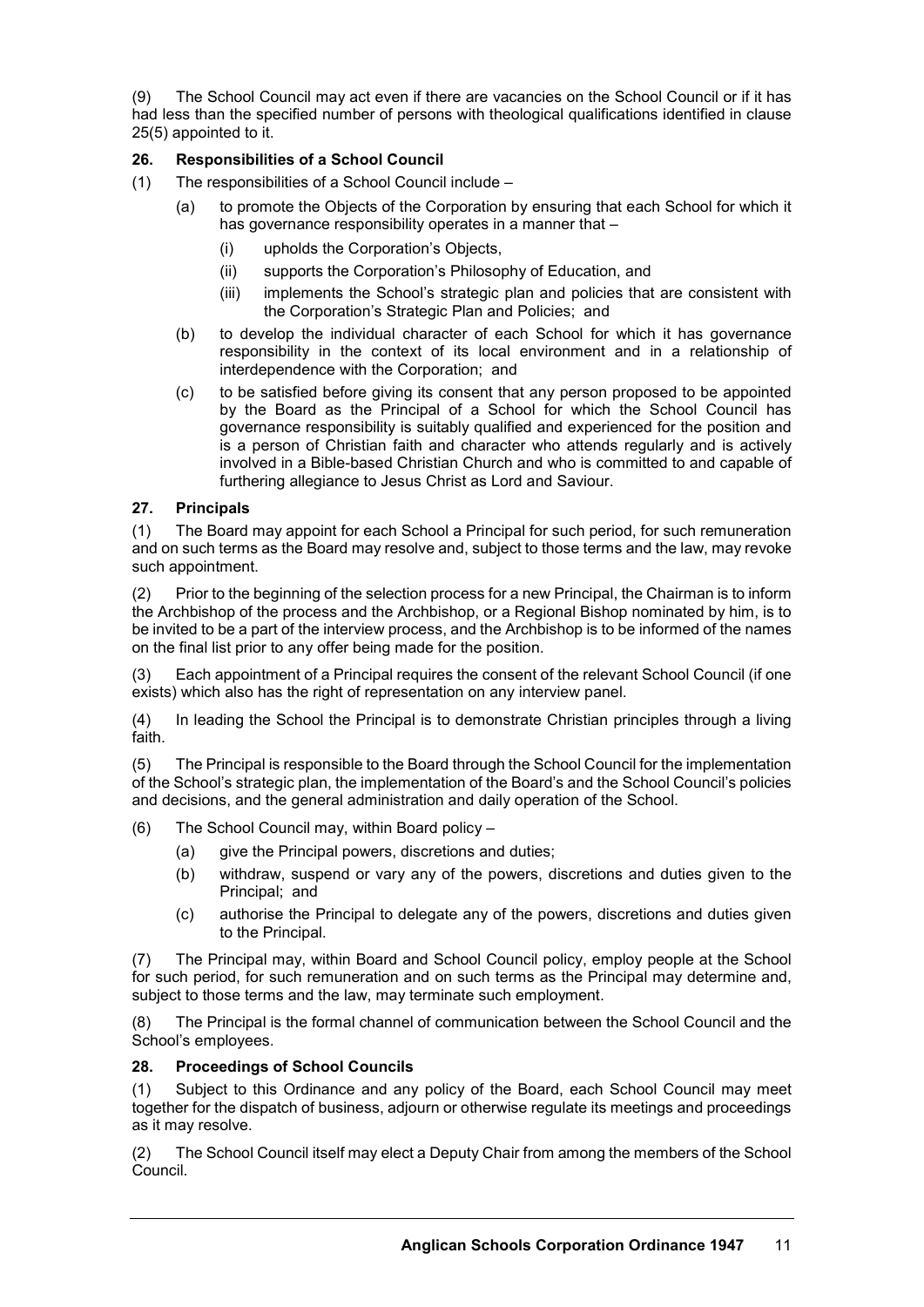(9) The School Council may act even if there are vacancies on the School Council or if it has had less than the specified number of persons with theological qualifications identified in clause 25(5) appointed to it.

### 26. Responsibilities of a School Council

(1) The responsibilities of a School Council include –

- (a) to promote the Objects of the Corporation by ensuring that each School for which it has governance responsibility operates in a manner that –
  - (i) upholds the Corporation's Objects,
  - (ii) supports the Corporation's Philosophy of Education, and
  - (iii) implements the School's strategic plan and policies that are consistent with the Corporation's Strategic Plan and Policies; and
- (b) to develop the individual character of each School for which it has governance responsibility in the context of its local environment and in a relationship of interdependence with the Corporation; and
- (c) to be satisfied before giving its consent that any person proposed to be appointed by the Board as the Principal of a School for which the School Council has governance responsibility is suitably qualified and experienced for the position and is a person of Christian faith and character who attends regularly and is actively involved in a Bible-based Christian Church and who is committed to and capable of furthering allegiance to Jesus Christ as Lord and Saviour.

### 27. Principals

(1) The Board may appoint for each School a Principal for such period, for such remuneration and on such terms as the Board may resolve and, subject to those terms and the law, may revoke such appointment.

(2) Prior to the beginning of the selection process for a new Principal, the Chairman is to inform the Archbishop of the process and the Archbishop, or a Regional Bishop nominated by him, is to be invited to be a part of the interview process, and the Archbishop is to be informed of the names on the final list prior to any offer being made for the position.

(3) Each appointment of a Principal requires the consent of the relevant School Council (if one exists) which also has the right of representation on any interview panel.

(4) In leading the School the Principal is to demonstrate Christian principles through a living faith.

(5) The Principal is responsible to the Board through the School Council for the implementation of the School's strategic plan, the implementation of the Board's and the School Council's policies and decisions, and the general administration and daily operation of the School.

(6) The School Council may, within Board policy –

- (a) give the Principal powers, discretions and duties;
- (b) withdraw, suspend or vary any of the powers, discretions and duties given to the Principal; and
- (c) authorise the Principal to delegate any of the powers, discretions and duties given to the Principal.

(7) The Principal may, within Board and School Council policy, employ people at the School for such period, for such remuneration and on such terms as the Principal may determine and, subject to those terms and the law, may terminate such employment.

(8) The Principal is the formal channel of communication between the School Council and the School's employees.

### 28. Proceedings of School Councils

(1) Subject to this Ordinance and any policy of the Board, each School Council may meet together for the dispatch of business, adjourn or otherwise regulate its meetings and proceedings as it may resolve.

(2) The School Council itself may elect a Deputy Chair from among the members of the School Council.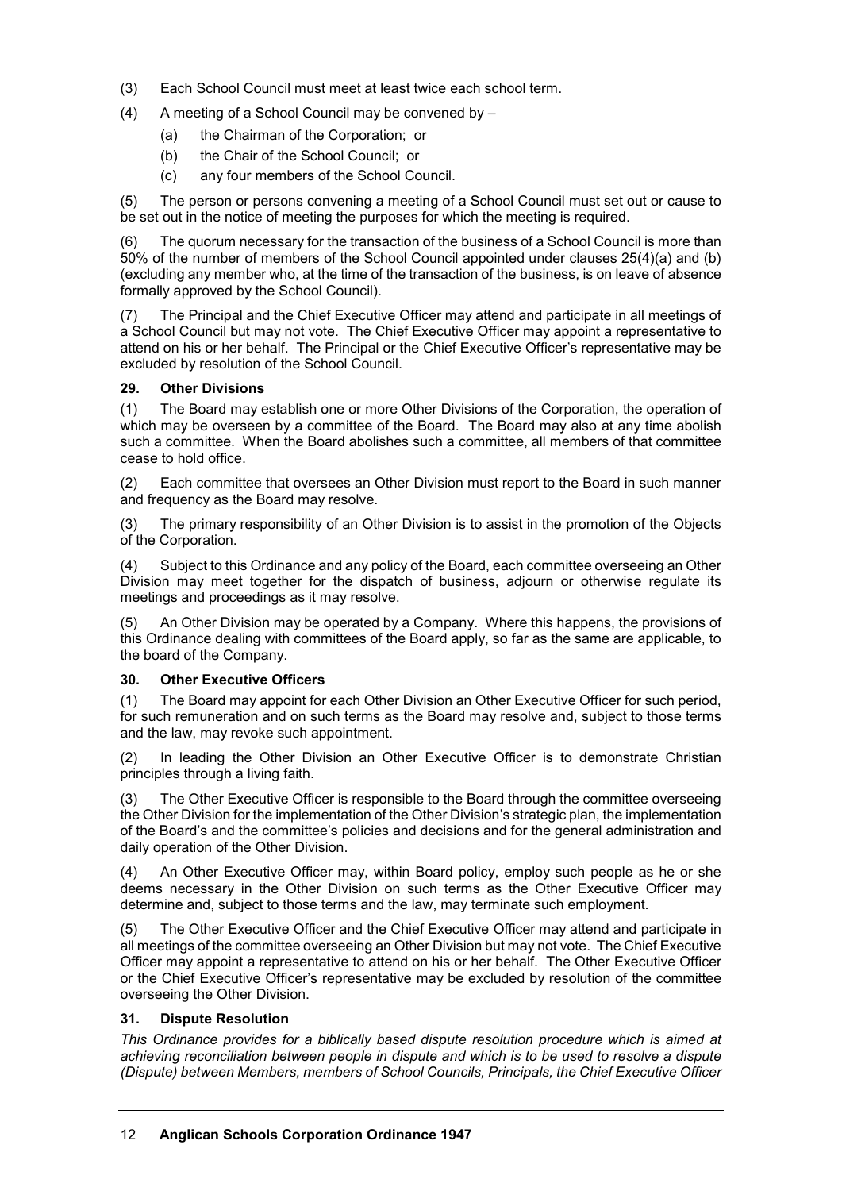(3) Each School Council must meet at least twice each school term.

(4) A meeting of a School Council may be convened by –

- (a) the Chairman of the Corporation; or
- (b) the Chair of the School Council; or
- (c) any four members of the School Council.

(5) The person or persons convening a meeting of a School Council must set out or cause to be set out in the notice of meeting the purposes for which the meeting is required.

(6) The quorum necessary for the transaction of the business of a School Council is more than 50% of the number of members of the School Council appointed under clauses 25(4)(a) and (b) (excluding any member who, at the time of the transaction of the business, is on leave of absence formally approved by the School Council).

(7) The Principal and the Chief Executive Officer may attend and participate in all meetings of a School Council but may not vote. The Chief Executive Officer may appoint a representative to attend on his or her behalf. The Principal or the Chief Executive Officer's representative may be excluded by resolution of the School Council.

### 29. Other Divisions

(1) The Board may establish one or more Other Divisions of the Corporation, the operation of which may be overseen by a committee of the Board. The Board may also at any time abolish such a committee. When the Board abolishes such a committee, all members of that committee cease to hold office.

(2) Each committee that oversees an Other Division must report to the Board in such manner and frequency as the Board may resolve.

(3) The primary responsibility of an Other Division is to assist in the promotion of the Objects of the Corporation.

(4) Subject to this Ordinance and any policy of the Board, each committee overseeing an Other Division may meet together for the dispatch of business, adjourn or otherwise regulate its meetings and proceedings as it may resolve.

(5) An Other Division may be operated by a Company. Where this happens, the provisions of this Ordinance dealing with committees of the Board apply, so far as the same are applicable, to the board of the Company.

### 30. Other Executive Officers

(1) The Board may appoint for each Other Division an Other Executive Officer for such period, for such remuneration and on such terms as the Board may resolve and, subject to those terms and the law, may revoke such appointment.

(2) In leading the Other Division an Other Executive Officer is to demonstrate Christian principles through a living faith.

(3) The Other Executive Officer is responsible to the Board through the committee overseeing the Other Division for the implementation of the Other Division's strategic plan, the implementation of the Board's and the committee's policies and decisions and for the general administration and daily operation of the Other Division.

(4) An Other Executive Officer may, within Board policy, employ such people as he or she deems necessary in the Other Division on such terms as the Other Executive Officer may determine and, subject to those terms and the law, may terminate such employment.

(5) The Other Executive Officer and the Chief Executive Officer may attend and participate in all meetings of the committee overseeing an Other Division but may not vote. The Chief Executive Officer may appoint a representative to attend on his or her behalf. The Other Executive Officer or the Chief Executive Officer's representative may be excluded by resolution of the committee overseeing the Other Division.

### 31. Dispute Resolution

*This Ordinance provides for a biblically based dispute resolution procedure which is aimed at achieving reconciliation between people in dispute and which is to be used to resolve a dispute (Dispute) between Members, members of School Councils, Principals, the Chief Executive Officer*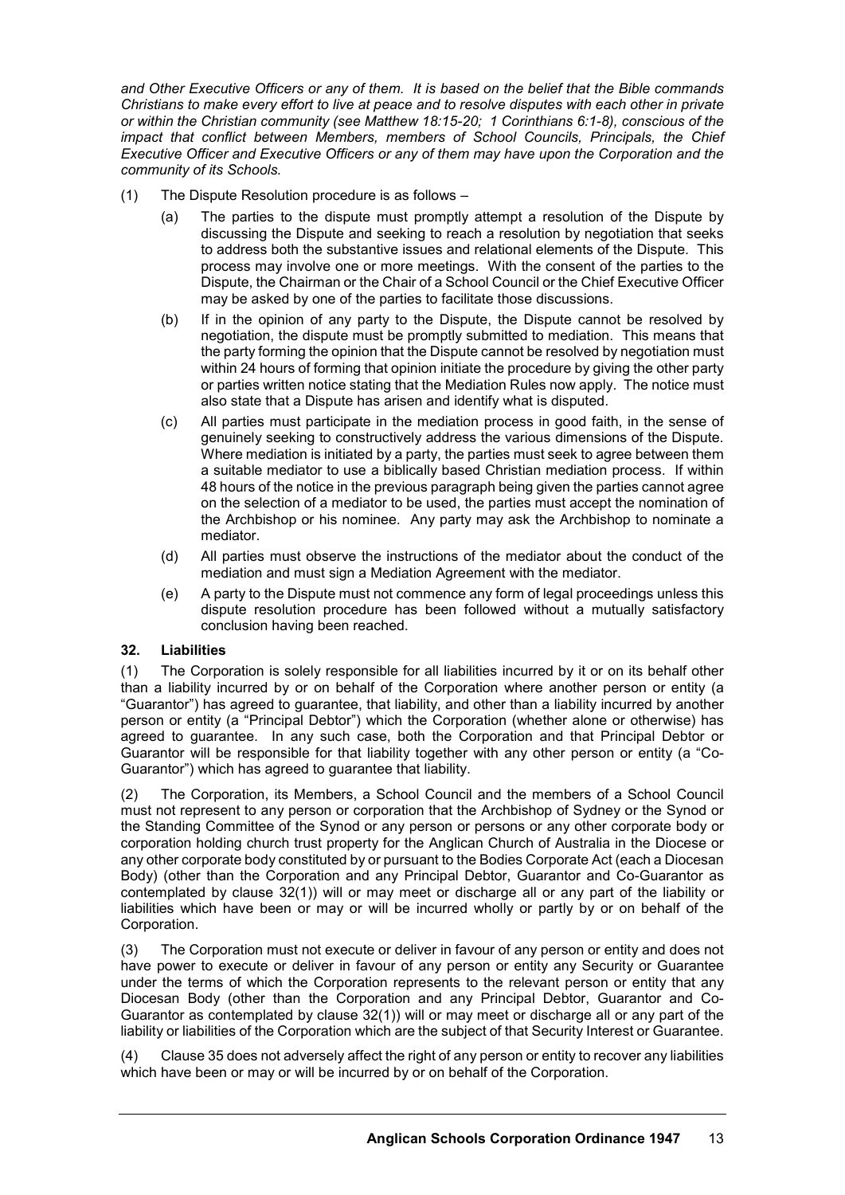*and Other Executive Officers or any of them. It is based on the belief that the Bible commands Christians to make every effort to live at peace and to resolve disputes with each other in private or within the Christian community (see Matthew 18:15-20; 1 Corinthians 6:1-8), conscious of the impact that conflict between Members, members of School Councils, Principals, the Chief Executive Officer and Executive Officers or any of them may have upon the Corporation and the community of its Schools.*

(1) The Dispute Resolution procedure is as follows –

(a) The parties to the dispute must promptly attempt a resolution of the Dispute by discussing the Dispute and seeking to reach a resolution by negotiation that seeks to address both the substantive issues and relational elements of the Dispute. This process may involve one or more meetings. With the consent of the parties to the Dispute, the Chairman or the Chair of a School Council or the Chief Executive Officer may be asked by one of the parties to facilitate those discussions.

(b) If in the opinion of any party to the Dispute, the Dispute cannot be resolved by negotiation, the dispute must be promptly submitted to mediation. This means that the party forming the opinion that the Dispute cannot be resolved by negotiation must within 24 hours of forming that opinion initiate the procedure by giving the other party or parties written notice stating that the Mediation Rules now apply. The notice must also state that a Dispute has arisen and identify what is disputed.

(c) All parties must participate in the mediation process in good faith, in the sense of genuinely seeking to constructively address the various dimensions of the Dispute. Where mediation is initiated by a party, the parties must seek to agree between them a suitable mediator to use a biblically based Christian mediation process. If within 48 hours of the notice in the previous paragraph being given the parties cannot agree on the selection of a mediator to be used, the parties must accept the nomination of the Archbishop or his nominee. Any party may ask the Archbishop to nominate a mediator.

(d) All parties must observe the instructions of the mediator about the conduct of the mediation and must sign a Mediation Agreement with the mediator.

(e) A party to the Dispute must not commence any form of legal proceedings unless this dispute resolution procedure has been followed without a mutually satisfactory conclusion having been reached.

**32. Liabilities**

(1) The Corporation is solely responsible for all liabilities incurred by it or on its behalf other than a liability incurred by or on behalf of the Corporation where another person or entity (a "Guarantor") has agreed to guarantee, that liability, and other than a liability incurred by another person or entity (a "Principal Debtor") which the Corporation (whether alone or otherwise) has agreed to guarantee. In any such case, both the Corporation and that Principal Debtor or Guarantor will be responsible for that liability together with any other person or entity (a "Co-Guarantor") which has agreed to guarantee that liability.

(2) The Corporation, its Members, a School Council and the members of a School Council must not represent to any person or corporation that the Archbishop of Sydney or the Synod or the Standing Committee of the Synod or any person or persons or any other corporate body or corporation holding church trust property for the Anglican Church of Australia in the Diocese or any other corporate body constituted by or pursuant to the Bodies Corporate Act (each a Diocesan Body) (other than the Corporation and any Principal Debtor, Guarantor and Co-Guarantor as contemplated by clause 32(1)) will or may meet or discharge all or any part of the liability or liabilities which have been or may or will be incurred wholly or partly by or on behalf of the Corporation.

(3) The Corporation must not execute or deliver in favour of any person or entity and does not have power to execute or deliver in favour of any person or entity any Security or Guarantee under the terms of which the Corporation represents to the relevant person or entity that any Diocesan Body (other than the Corporation and any Principal Debtor, Guarantor and Co-Guarantor as contemplated by clause 32(1)) will or may meet or discharge all or any part of the liability or liabilities of the Corporation which are the subject of that Security Interest or Guarantee.

(4) Clause 35 does not adversely affect the right of any person or entity to recover any liabilities which have been or may or will be incurred by or on behalf of the Corporation.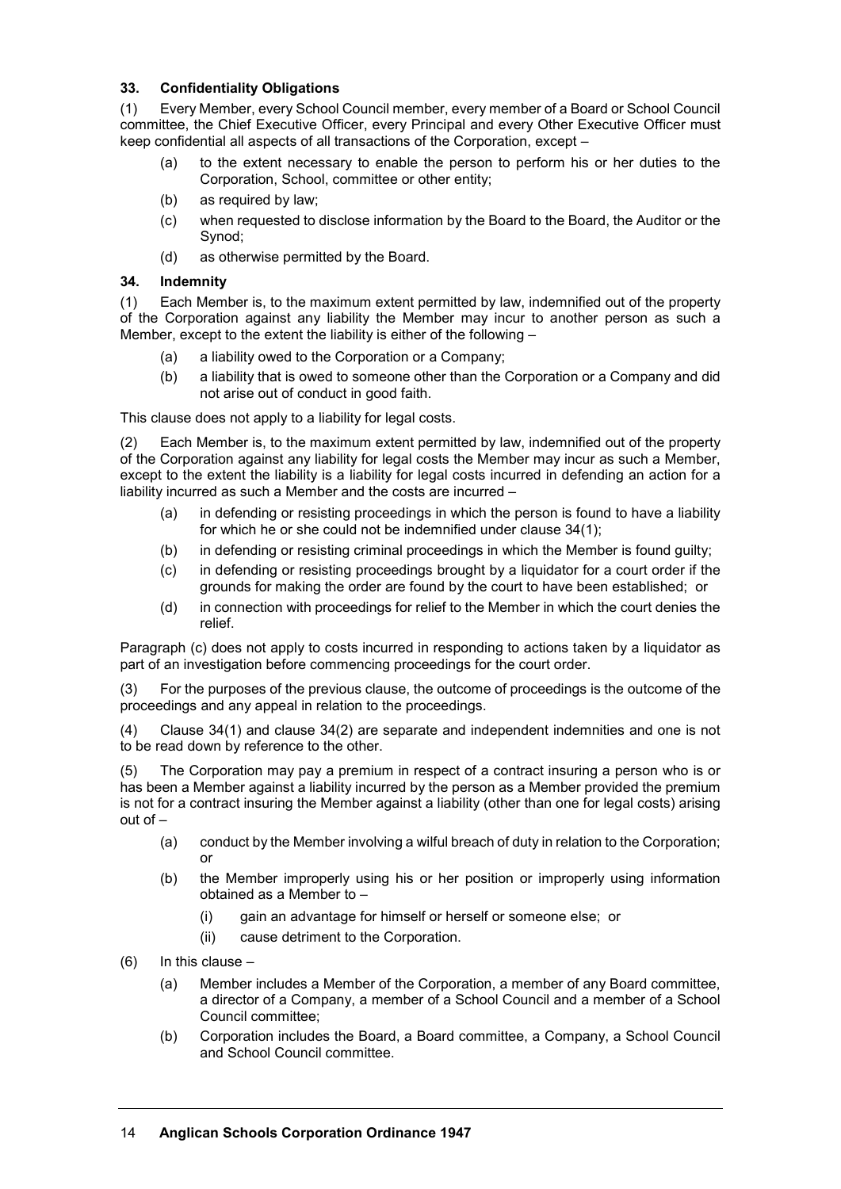### 33. Confidentiality Obligations

(1) Every Member, every School Council member, every member of a Board or School Council committee, the Chief Executive Officer, every Principal and every Other Executive Officer must keep confidential all aspects of all transactions of the Corporation, except –

- (a) to the extent necessary to enable the person to perform his or her duties to the Corporation, School, committee or other entity;
- (b) as required by law;
- (c) when requested to disclose information by the Board to the Board, the Auditor or the Synod;
- (d) as otherwise permitted by the Board.

### 34. Indemnity

(1) Each Member is, to the maximum extent permitted by law, indemnified out of the property of the Corporation against any liability the Member may incur to another person as such a Member, except to the extent the liability is either of the following –

- (a) a liability owed to the Corporation or a Company;
- (b) a liability that is owed to someone other than the Corporation or a Company and did not arise out of conduct in good faith.

This clause does not apply to a liability for legal costs.

(2) Each Member is, to the maximum extent permitted by law, indemnified out of the property of the Corporation against any liability for legal costs the Member may incur as such a Member, except to the extent the liability is a liability for legal costs incurred in defending an action for a liability incurred as such a Member and the costs are incurred –

- (a) in defending or resisting proceedings in which the person is found to have a liability for which he or she could not be indemnified under clause 34(1);
- (b) in defending or resisting criminal proceedings in which the Member is found guilty;
- (c) in defending or resisting proceedings brought by a liquidator for a court order if the grounds for making the order are found by the court to have been established; or
- (d) in connection with proceedings for relief to the Member in which the court denies the relief.

Paragraph (c) does not apply to costs incurred in responding to actions taken by a liquidator as part of an investigation before commencing proceedings for the court order.

(3) For the purposes of the previous clause, the outcome of proceedings is the outcome of the proceedings and any appeal in relation to the proceedings.

(4) Clause 34(1) and clause 34(2) are separate and independent indemnities and one is not to be read down by reference to the other.

(5) The Corporation may pay a premium in respect of a contract insuring a person who is or has been a Member against a liability incurred by the person as a Member provided the premium is not for a contract insuring the Member against a liability (other than one for legal costs) arising out of –

- (a) conduct by the Member involving a wilful breach of duty in relation to the Corporation; or
- (b) the Member improperly using his or her position or improperly using information obtained as a Member to –
  - (i) gain an advantage for himself or herself or someone else; or
  - (ii) cause detriment to the Corporation.

(6) In this clause –

- (a) Member includes a Member of the Corporation, a member of any Board committee, a director of a Company, a member of a School Council and a member of a School Council committee;
- (b) Corporation includes the Board, a Board committee, a Company, a School Council and School Council committee.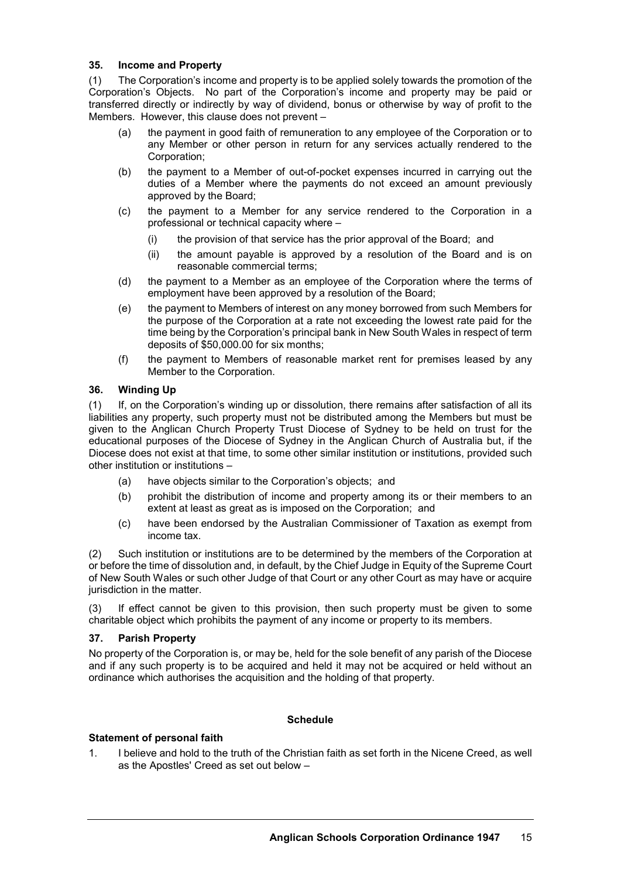### 35. Income and Property

(1) The Corporation's income and property is to be applied solely towards the promotion of the Corporation's Objects. No part of the Corporation's income and property may be paid or transferred directly or indirectly by way of dividend, bonus or otherwise by way of profit to the Members. However, this clause does not prevent –

- (a) the payment in good faith of remuneration to any employee of the Corporation or to any Member or other person in return for any services actually rendered to the Corporation;
- (b) the payment to a Member of out-of-pocket expenses incurred in carrying out the duties of a Member where the payments do not exceed an amount previously approved by the Board;
- (c) the payment to a Member for any service rendered to the Corporation in a professional or technical capacity where –
  - (i) the provision of that service has the prior approval of the Board; and
  - (ii) the amount payable is approved by a resolution of the Board and is on reasonable commercial terms;
- (d) the payment to a Member as an employee of the Corporation where the terms of employment have been approved by a resolution of the Board;
- (e) the payment to Members of interest on any money borrowed from such Members for the purpose of the Corporation at a rate not exceeding the lowest rate paid for the time being by the Corporation's principal bank in New South Wales in respect of term deposits of $50,000.00 for six months;
- (f) the payment to Members of reasonable market rent for premises leased by any Member to the Corporation.

### 36. Winding Up

(1) If, on the Corporation's winding up or dissolution, there remains after satisfaction of all its liabilities any property, such property must not be distributed among the Members but must be given to the Anglican Church Property Trust Diocese of Sydney to be held on trust for the educational purposes of the Diocese of Sydney in the Anglican Church of Australia but, if the Diocese does not exist at that time, to some other similar institution or institutions, provided such other institution or institutions –

- (a) have objects similar to the Corporation's objects; and
- (b) prohibit the distribution of income and property among its or their members to an extent at least as great as is imposed on the Corporation; and
- (c) have been endorsed by the Australian Commissioner of Taxation as exempt from income tax.

(2) Such institution or institutions are to be determined by the members of the Corporation at or before the time of dissolution and, in default, by the Chief Judge in Equity of the Supreme Court of New South Wales or such other Judge of that Court or any other Court as may have or acquire jurisdiction in the matter.

(3) If effect cannot be given to this provision, then such property must be given to some charitable object which prohibits the payment of any income or property to its members.

### 37. Parish Property

No property of the Corporation is, or may be, held for the sole benefit of any parish of the Diocese and if any such property is to be acquired and held it may not be acquired or held without an ordinance which authorises the acquisition and the holding of that property.

## Schedule

### Statement of personal faith

1. I believe and hold to the truth of the Christian faith as set forth in the Nicene Creed, as well as the Apostles' Creed as set out below –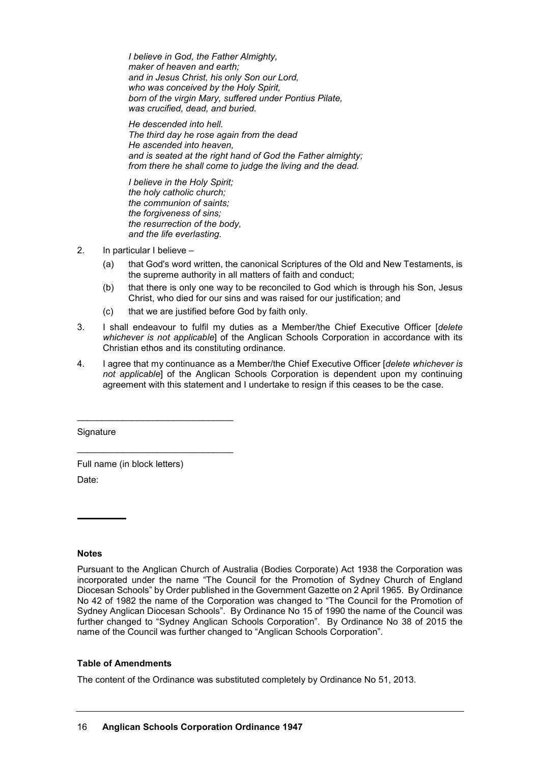*I believe in God, the Father Almighty,*
*maker of heaven and earth;*
*and in Jesus Christ, his only Son our Lord,*
*who was conceived by the Holy Spirit,*
*born of the virgin Mary, suffered under Pontius Pilate,*
*was crucified, dead, and buried.*

*He descended into hell.*
*The third day he rose again from the dead*
*He ascended into heaven,*
*and is seated at the right hand of God the Father almighty;*
*from there he shall come to judge the living and the dead.*

*I believe in the Holy Spirit;*
*the holy catholic church;*
*the communion of saints;*
*the forgiveness of sins;*
*the resurrection of the body,*
*and the life everlasting.*

2. In particular I believe –
   (a) that God's word written, the canonical Scriptures of the Old and New Testaments, is the supreme authority in all matters of faith and conduct;
   (b) that there is only one way to be reconciled to God which is through his Son, Jesus Christ, who died for our sins and was raised for our justification; and
   (c) that we are justified before God by faith only.

3. I shall endeavour to fulfil my duties as a Member/the Chief Executive Officer [*delete whichever is not applicable*] of the Anglican Schools Corporation in accordance with its Christian ethos and its constituting ordinance.

4. I agree that my continuance as a Member/the Chief Executive Officer [*delete whichever is not applicable*] of the Anglican Schools Corporation is dependent upon my continuing agreement with this statement and I undertake to resign if this ceases to be the case.

\_\_\_\_\_\_\_\_\_\_\_\_\_\_\_\_\_\_\_\_\_\_\_\_\_\_\_\_\_\_

Signature

\_\_\_\_\_\_\_\_\_\_\_\_\_\_\_\_\_\_\_\_\_\_\_\_\_\_\_\_\_\_

Full name (in block letters)

Date:

---

**Notes**

Pursuant to the Anglican Church of Australia (Bodies Corporate) Act 1938 the Corporation was incorporated under the name "The Council for the Promotion of Sydney Church of England Diocesan Schools" by Order published in the Government Gazette on 2 April 1965. By Ordinance No 42 of 1982 the name of the Corporation was changed to "The Council for the Promotion of Sydney Anglican Diocesan Schools". By Ordinance No 15 of 1990 the name of the Council was further changed to "Sydney Anglican Schools Corporation". By Ordinance No 38 of 2015 the name of the Council was further changed to "Anglican Schools Corporation".

**Table of Amendments**

The content of the Ordinance was substituted completely by Ordinance No 51, 2013.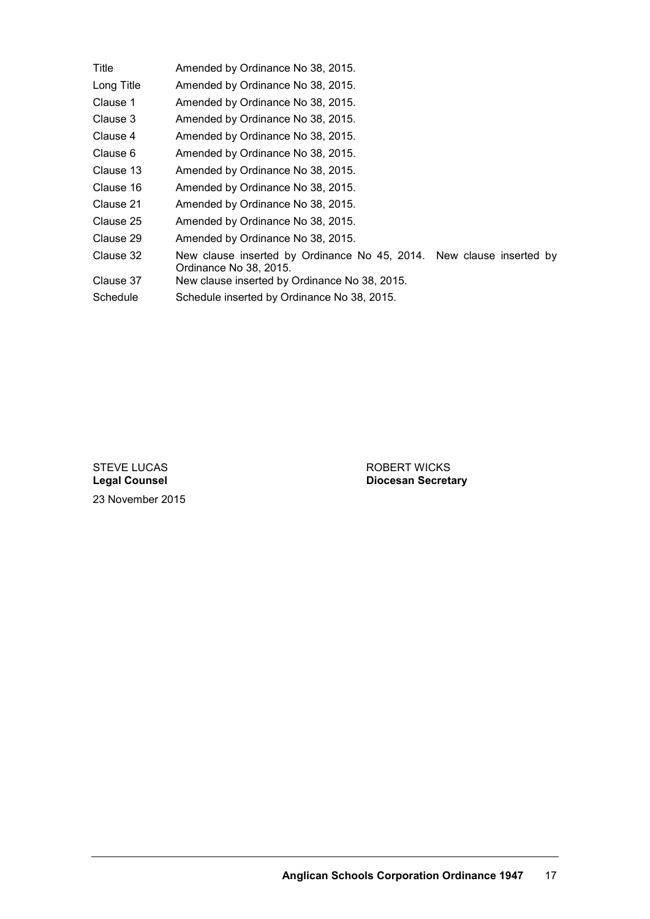| | |
|---|---|
| Title | Amended by Ordinance No 38, 2015. |
| Long Title | Amended by Ordinance No 38, 2015. |
| Clause 1 | Amended by Ordinance No 38, 2015. |
| Clause 3 | Amended by Ordinance No 38, 2015. |
| Clause 4 | Amended by Ordinance No 38, 2015. |
| Clause 6 | Amended by Ordinance No 38, 2015. |
| Clause 13 | Amended by Ordinance No 38, 2015. |
| Clause 16 | Amended by Ordinance No 38, 2015. |
| Clause 21 | Amended by Ordinance No 38, 2015. |
| Clause 25 | Amended by Ordinance No 38, 2015. |
| Clause 29 | Amended by Ordinance No 38, 2015. |
| Clause 32 | New clause inserted by Ordinance No 45, 2014. New clause inserted by Ordinance No 38, 2015. |
| Clause 37 | New clause inserted by Ordinance No 38, 2015. |
| Schedule | Schedule inserted by Ordinance No 38, 2015. |

STEVE LUCAS
**Legal Counsel**

ROBERT WICKS
**Diocesan Secretary**

23 November 2015